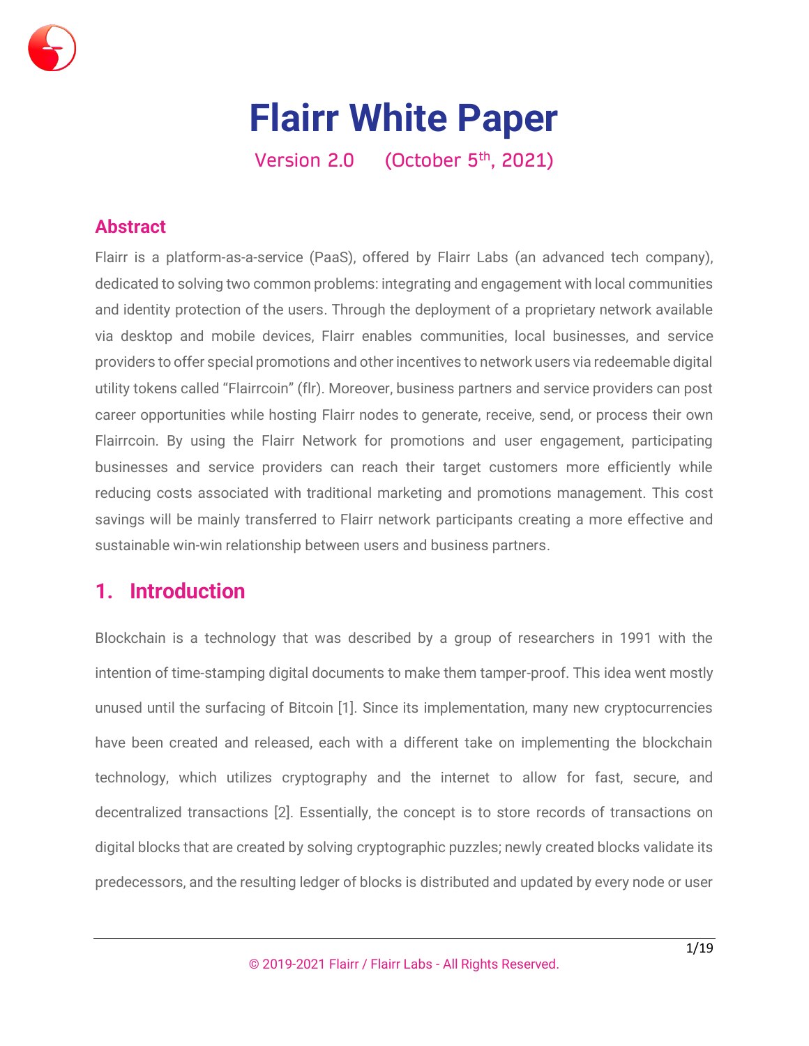# Flairr White Paper

Version 2.0 (October 5th, 2021)

## Abstract

Flairr is a platform-as-a-service (PaaS), offered by Flairr Labs (an advanced tech company), dedicated to solving two common problems: integrating and engagement with local communities and identity protection of the users. Through the deployment of a proprietary network available via desktop and mobile devices, Flairr enables communities, local businesses, and service providers to offer special promotions and other incentives to network users via redeemable digital utility tokens called "Flairrcoin" (flr). Moreover, business partners and service providers can post career opportunities while hosting Flairr nodes to generate, receive, send, or process their own Flairrcoin. By using the Flairr Network for promotions and user engagement, participating businesses and service providers can reach their target customers more efficiently while reducing costs associated with traditional marketing and promotions management. This cost savings will be mainly transferred to Flairr network participants creating a more effective and sustainable win-win relationship between users and business partners.

## 1. Introduction

Blockchain is a technology that was described by a group of researchers in 1991 with the intention of time-stamping digital documents to make them tamper-proof. This idea went mostly unused until the surfacing of Bitcoin [1]. Since its implementation, many new cryptocurrencies have been created and released, each with a different take on implementing the blockchain technology, which utilizes cryptography and the internet to allow for fast, secure, and decentralized transactions [2]. Essentially, the concept is to store records of transactions on digital blocks that are created by solving cryptographic puzzles; newly created blocks validate its predecessors, and the resulting ledger of blocks is distributed and updated by every node or user

© 2019-2021 Flairr / Flairr Labs - All Rights Reserved.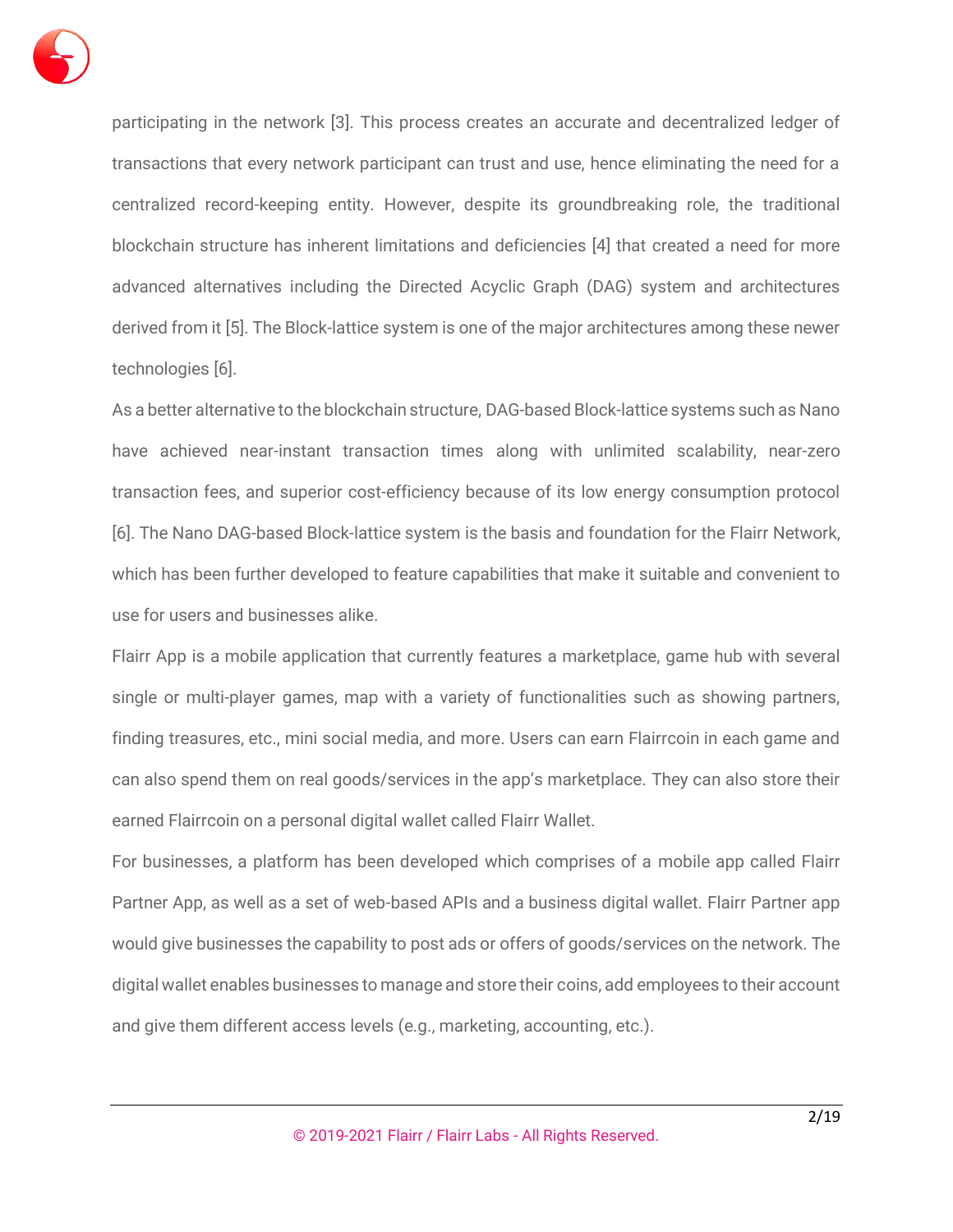participating in the network [3]. This process creates an accurate and decentralized ledger of transactions that every network participant can trust and use, hence eliminating the need for a centralized record-keeping entity. However, despite its groundbreaking role, the traditional blockchain structure has inherent limitations and deficiencies [4] that created a need for more advanced alternatives including the Directed Acyclic Graph (DAG) system and architectures derived from it [5]. The Block-lattice system is one of the major architectures among these newer technologies [6].

As a better alternative to the blockchain structure, DAG-based Block-lattice systems such as Nano have achieved near-instant transaction times along with unlimited scalability, near-zero transaction fees, and superior cost-efficiency because of its low energy consumption protocol [6]. The Nano DAG-based Block-lattice system is the basis and foundation for the Flairr Network, which has been further developed to feature capabilities that make it suitable and convenient to use for users and businesses alike.

Flairr App is a mobile application that currently features a marketplace, game hub with several single or multi-player games, map with a variety of functionalities such as showing partners, finding treasures, etc., mini social media, and more. Users can earn Flairrcoin in each game and can also spend them on real goods/services in the app's marketplace. They can also store their earned Flairrcoin on a personal digital wallet called Flairr Wallet.

For businesses, a platform has been developed which comprises of a mobile app called Flairr Partner App, as well as a set of web-based APIs and a business digital wallet. Flairr Partner app would give businesses the capability to post ads or offers of goods/services on the network. The digital wallet enables businesses to manage and store their coins, add employees to their account and give them different access levels (e.g., marketing, accounting, etc.).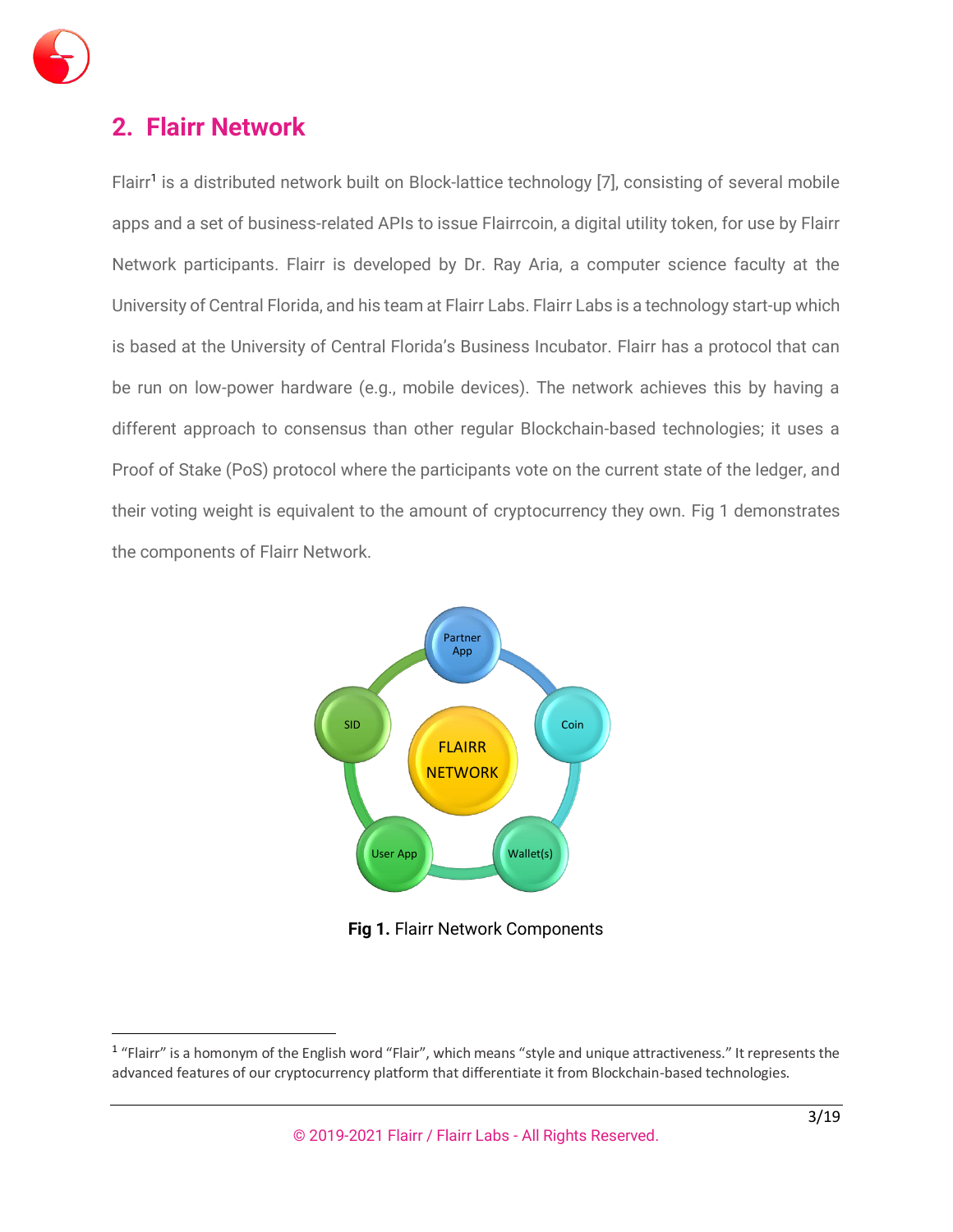## 2. Flairr Network

Flairr[1] is a distributed network built on Block-lattice technology [7], consisting of several mobile apps and a set of business-related APIs to issue Flairrcoin, a digital utility token, for use by Flairr Network participants. Flairr is developed by Dr. Ray Aria, a computer science faculty at the University of Central Florida, and his team at Flairr Labs. Flairr Labs is a technology start-up which is based at the University of Central Florida's Business Incubator. Flairr has a protocol that can be run on low-power hardware (e.g., mobile devices). The network achieves this by having a different approach to consensus than other regular Blockchain-based technologies; it uses a Proof of Stake (PoS) protocol where the participants vote on the current state of the ledger, and their voting weight is equivalent to the amount of cryptocurrency they own. Fig 1 demonstrates the components of Flairr Network.

FLAIRR NETWORK

Partner App

Coin

Wallet(s)

User App

SID

**Fig 1.** Flairr Network Components

[1] "Flairr" is a homonym of the English word "Flair", which means "style and unique attractiveness." It represents the advanced features of our cryptocurrency platform that differentiate it from Blockchain-based technologies.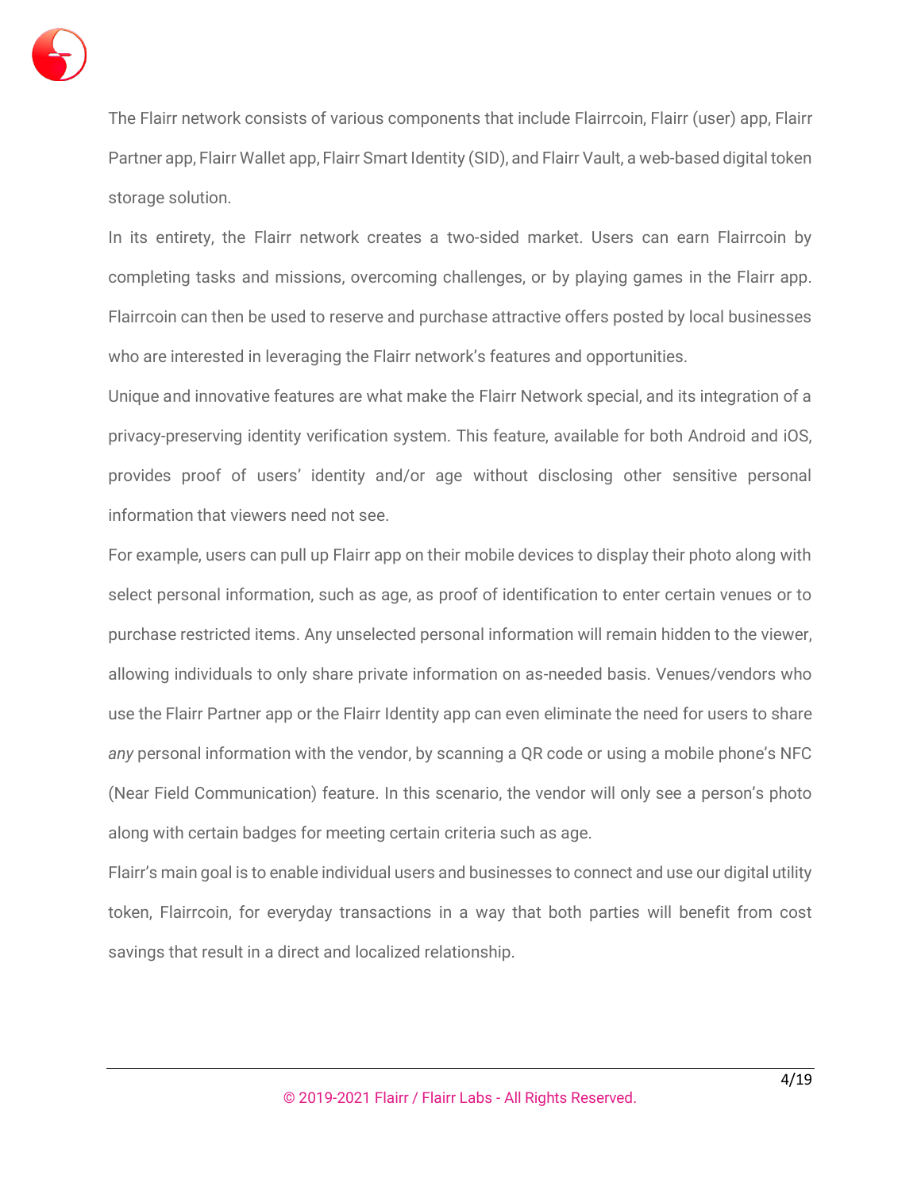The Flairr network consists of various components that include Flairrcoin, Flairr (user) app, Flairr Partner app, Flairr Wallet app, Flairr Smart Identity (SID), and Flairr Vault, a web-based digital token storage solution.

In its entirety, the Flairr network creates a two-sided market. Users can earn Flairrcoin by completing tasks and missions, overcoming challenges, or by playing games in the Flairr app. Flairrcoin can then be used to reserve and purchase attractive offers posted by local businesses who are interested in leveraging the Flairr network's features and opportunities.

Unique and innovative features are what make the Flairr Network special, and its integration of a privacy-preserving identity verification system. This feature, available for both Android and iOS, provides proof of users' identity and/or age without disclosing other sensitive personal information that viewers need not see.

For example, users can pull up Flairr app on their mobile devices to display their photo along with select personal information, such as age, as proof of identification to enter certain venues or to purchase restricted items. Any unselected personal information will remain hidden to the viewer, allowing individuals to only share private information on as-needed basis. Venues/vendors who use the Flairr Partner app or the Flairr Identity app can even eliminate the need for users to share *any* personal information with the vendor, by scanning a QR code or using a mobile phone's NFC (Near Field Communication) feature. In this scenario, the vendor will only see a person's photo along with certain badges for meeting certain criteria such as age.

Flairr's main goal is to enable individual users and businesses to connect and use our digital utility token, Flairrcoin, for everyday transactions in a way that both parties will benefit from cost savings that result in a direct and localized relationship.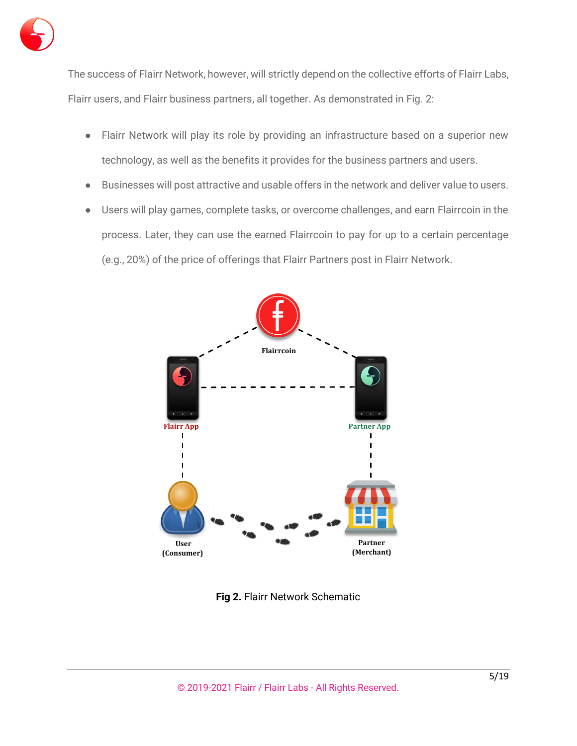The success of Flairr Network, however, will strictly depend on the collective efforts of Flairr Labs, Flairr users, and Flairr business partners, all together. As demonstrated in Fig. 2:

- Flairr Network will play its role by providing an infrastructure based on a superior new technology, as well as the benefits it provides for the business partners and users.
- Businesses will post attractive and usable offers in the network and deliver value to users.
- Users will play games, complete tasks, or overcome challenges, and earn Flairrcoin in the process. Later, they can use the earned Flairrcoin to pay for up to a certain percentage (e.g., 20%) of the price of offerings that Flairr Partners post in Flairr Network.

Flairrcoin

Flairr App

Partner App

User
(Consumer)

Partner
(Merchant)

**Fig 2.** Flairr Network Schematic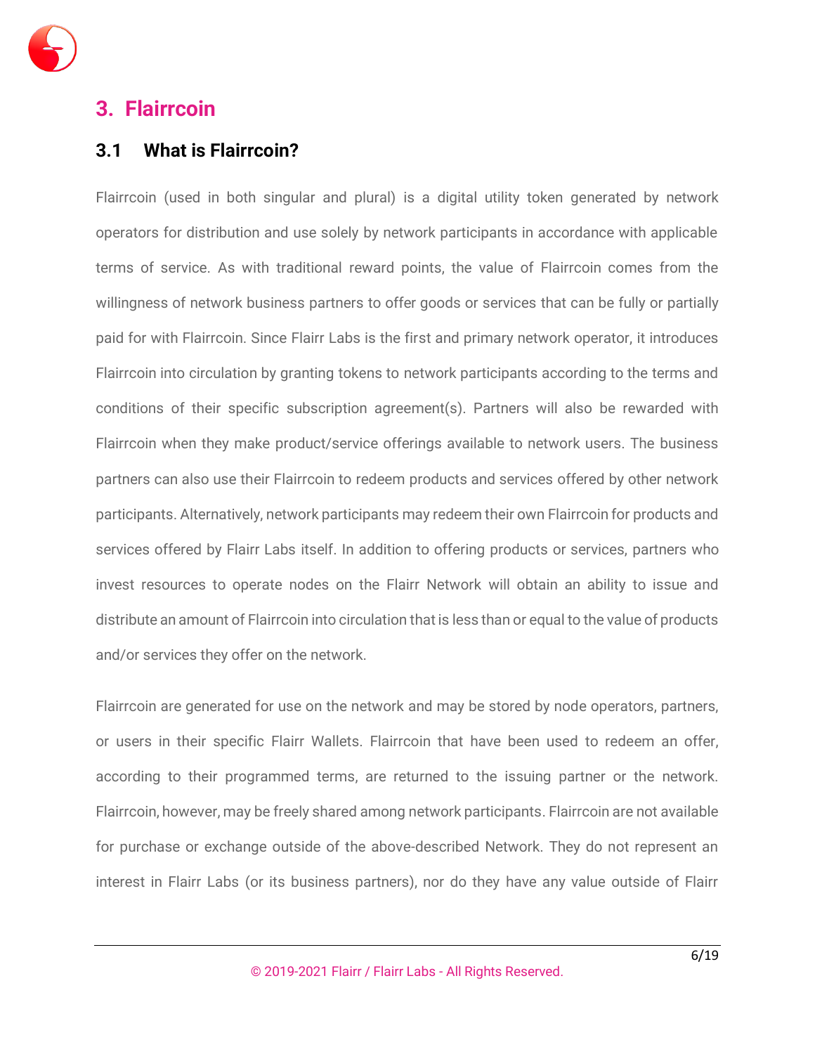# 3. Flairrcoin

## 3.1 What is Flairrcoin?

Flairrcoin (used in both singular and plural) is a digital utility token generated by network operators for distribution and use solely by network participants in accordance with applicable terms of service. As with traditional reward points, the value of Flairrcoin comes from the willingness of network business partners to offer goods or services that can be fully or partially paid for with Flairrcoin. Since Flairr Labs is the first and primary network operator, it introduces Flairrcoin into circulation by granting tokens to network participants according to the terms and conditions of their specific subscription agreement(s). Partners will also be rewarded with Flairrcoin when they make product/service offerings available to network users. The business partners can also use their Flairrcoin to redeem products and services offered by other network participants. Alternatively, network participants may redeem their own Flairrcoin for products and services offered by Flairr Labs itself. In addition to offering products or services, partners who invest resources to operate nodes on the Flairr Network will obtain an ability to issue and distribute an amount of Flairrcoin into circulation that is less than or equal to the value of products and/or services they offer on the network.

Flairrcoin are generated for use on the network and may be stored by node operators, partners, or users in their specific Flairr Wallets. Flairrcoin that have been used to redeem an offer, according to their programmed terms, are returned to the issuing partner or the network. Flairrcoin, however, may be freely shared among network participants. Flairrcoin are not available for purchase or exchange outside of the above-described Network. They do not represent an interest in Flairr Labs (or its business partners), nor do they have any value outside of Flairr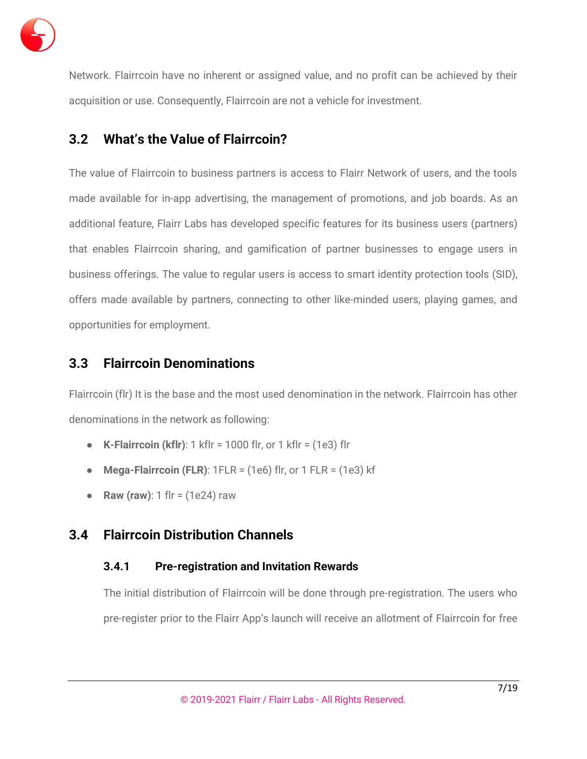Network. Flairrcoin have no inherent or assigned value, and no profit can be achieved by their acquisition or use. Consequently, Flairrcoin are not a vehicle for investment.

## 3.2 What's the Value of Flairrcoin?

The value of Flairrcoin to business partners is access to Flairr Network of users, and the tools made available for in-app advertising, the management of promotions, and job boards. As an additional feature, Flairr Labs has developed specific features for its business users (partners) that enables Flairrcoin sharing, and gamification of partner businesses to engage users in business offerings. The value to regular users is access to smart identity protection tools (SID), offers made available by partners, connecting to other like-minded users, playing games, and opportunities for employment.

## 3.3 Flairrcoin Denominations

Flairrcoin (flr) It is the base and the most used denomination in the network. Flairrcoin has other denominations in the network as following:

- **K-Flairrcoin (kflr)**: 1 kflr = 1000 flr, or 1 kflr = (1e3) flr
- **Mega-Flairrcoin (FLR)**: 1FLR = (1e6) flr, or 1 FLR = (1e3) kf
- **Raw (raw)**: 1 flr = (1e24) raw

## 3.4 Flairrcoin Distribution Channels

### 3.4.1 Pre-registration and Invitation Rewards

The initial distribution of Flairrcoin will be done through pre-registration. The users who pre-register prior to the Flairr App's launch will receive an allotment of Flairrcoin for free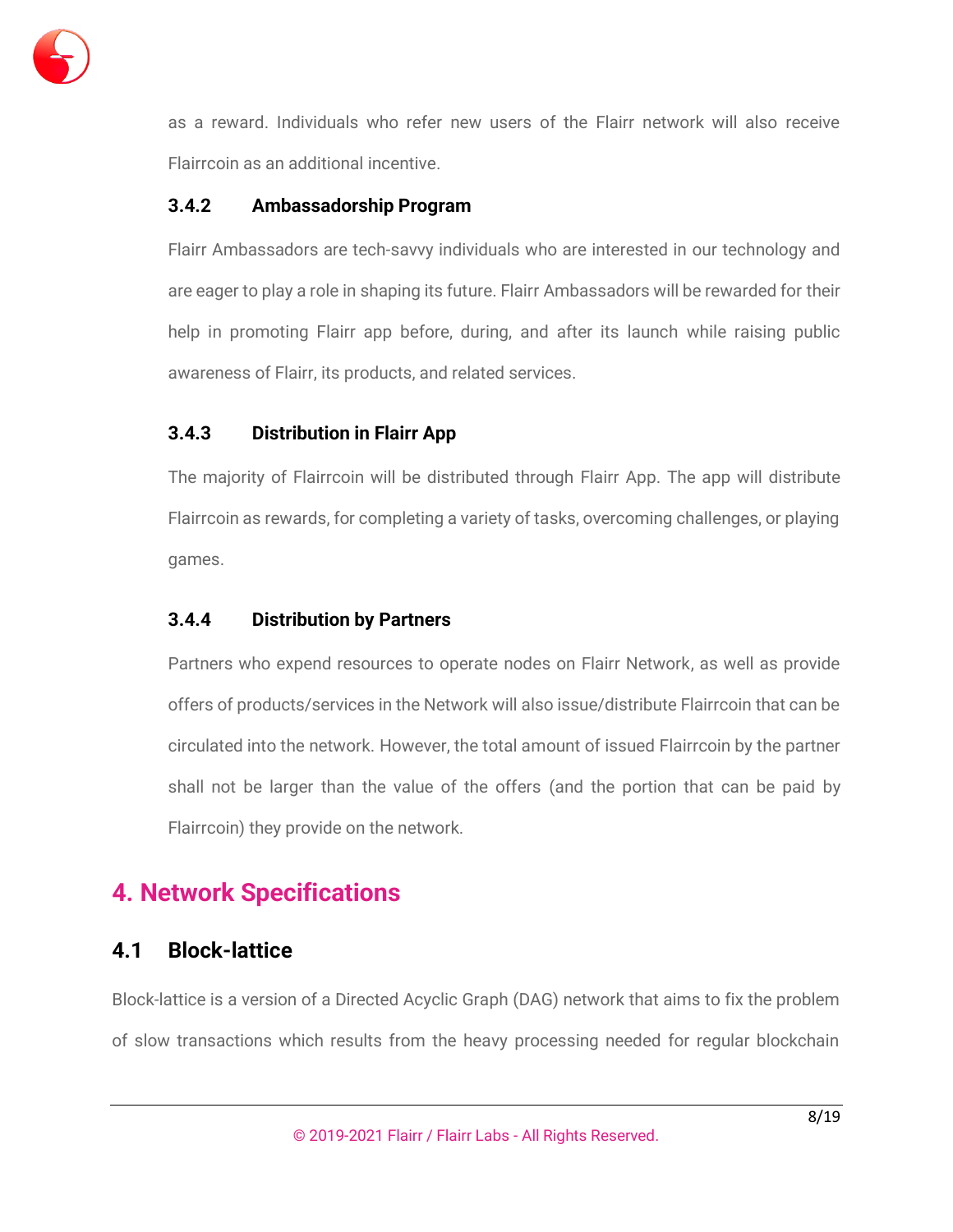as a reward. Individuals who refer new users of the Flairr network will also receive Flairrcoin as an additional incentive.

#### 3.4.2 Ambassadorship Program

Flairr Ambassadors are tech-savvy individuals who are interested in our technology and are eager to play a role in shaping its future. Flairr Ambassadors will be rewarded for their help in promoting Flairr app before, during, and after its launch while raising public awareness of Flairr, its products, and related services.

#### 3.4.3 Distribution in Flairr App

The majority of Flairrcoin will be distributed through Flairr App. The app will distribute Flairrcoin as rewards, for completing a variety of tasks, overcoming challenges, or playing games.

#### 3.4.4 Distribution by Partners

Partners who expend resources to operate nodes on Flairr Network, as well as provide offers of products/services in the Network will also issue/distribute Flairrcoin that can be circulated into the network. However, the total amount of issued Flairrcoin by the partner shall not be larger than the value of the offers (and the portion that can be paid by Flairrcoin) they provide on the network.

## 4. Network Specifications

### 4.1 Block-lattice

Block-lattice is a version of a Directed Acyclic Graph (DAG) network that aims to fix the problem of slow transactions which results from the heavy processing needed for regular blockchain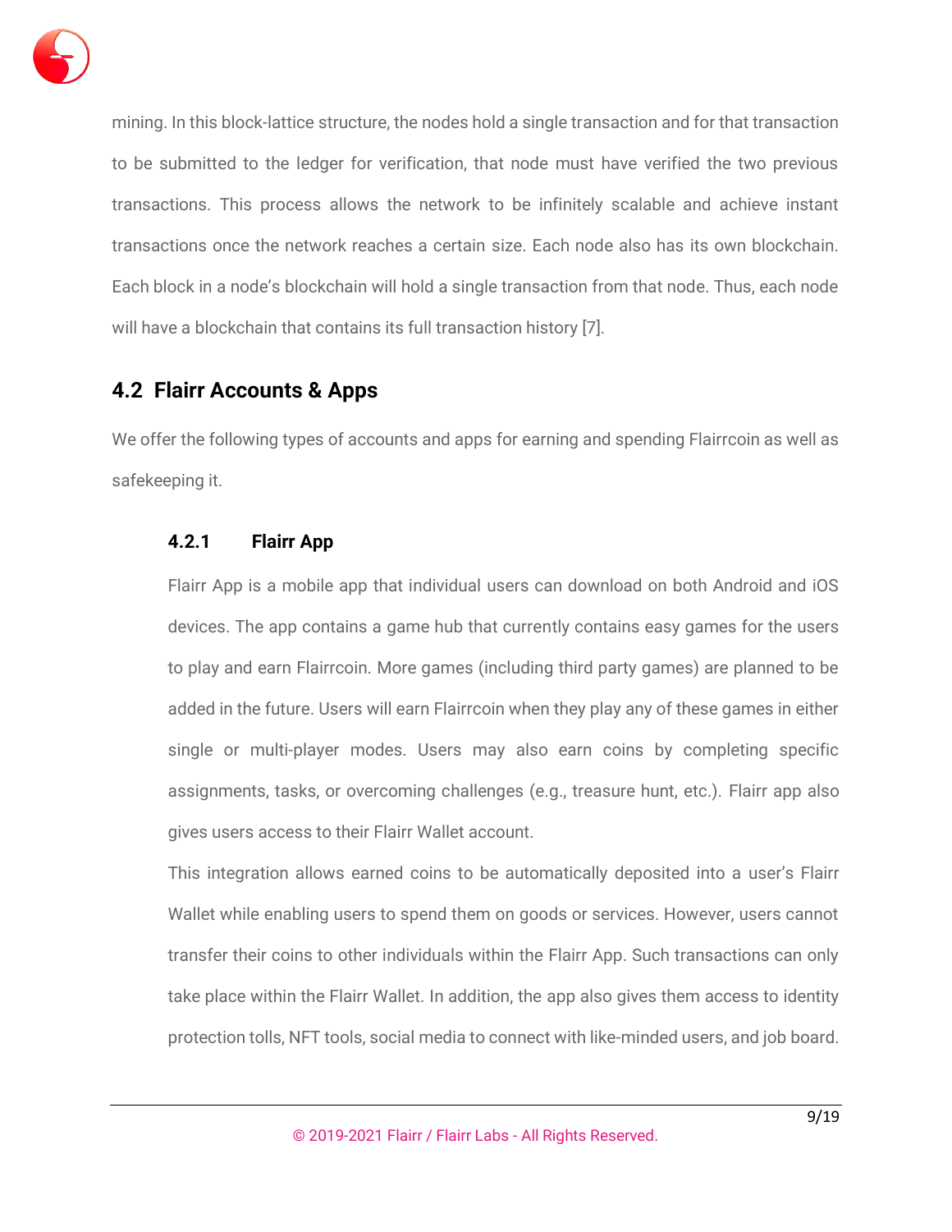mining. In this block-lattice structure, the nodes hold a single transaction and for that transaction to be submitted to the ledger for verification, that node must have verified the two previous transactions. This process allows the network to be infinitely scalable and achieve instant transactions once the network reaches a certain size. Each node also has its own blockchain. Each block in a node's blockchain will hold a single transaction from that node. Thus, each node will have a blockchain that contains its full transaction history [7].

## 4.2 Flairr Accounts & Apps

We offer the following types of accounts and apps for earning and spending Flairrcoin as well as safekeeping it.

### 4.2.1 Flairr App

Flairr App is a mobile app that individual users can download on both Android and iOS devices. The app contains a game hub that currently contains easy games for the users to play and earn Flairrcoin. More games (including third party games) are planned to be added in the future. Users will earn Flairrcoin when they play any of these games in either single or multi-player modes. Users may also earn coins by completing specific assignments, tasks, or overcoming challenges (e.g., treasure hunt, etc.). Flairr app also gives users access to their Flairr Wallet account.

This integration allows earned coins to be automatically deposited into a user's Flairr Wallet while enabling users to spend them on goods or services. However, users cannot transfer their coins to other individuals within the Flairr App. Such transactions can only take place within the Flairr Wallet. In addition, the app also gives them access to identity protection tolls, NFT tools, social media to connect with like-minded users, and job board.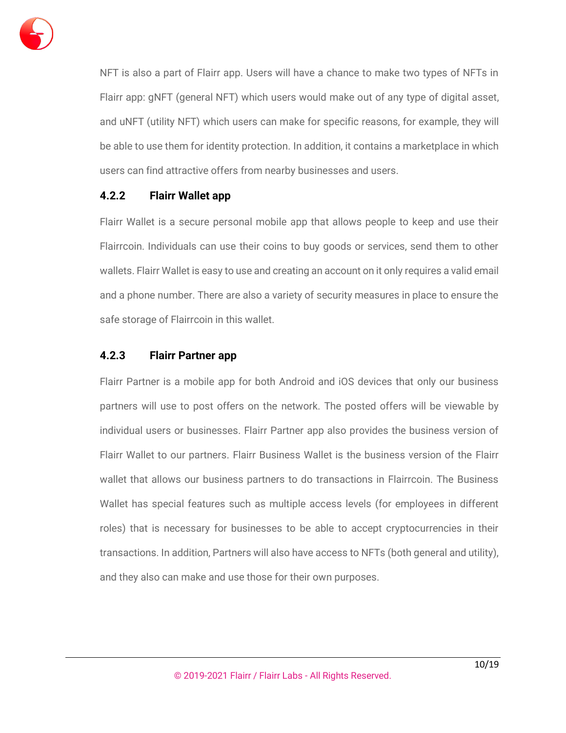NFT is also a part of Flairr app. Users will have a chance to make two types of NFTs in Flairr app: gNFT (general NFT) which users would make out of any type of digital asset, and uNFT (utility NFT) which users can make for specific reasons, for example, they will be able to use them for identity protection. In addition, it contains a marketplace in which users can find attractive offers from nearby businesses and users.

### 4.2.2 Flairr Wallet app

Flairr Wallet is a secure personal mobile app that allows people to keep and use their Flairrcoin. Individuals can use their coins to buy goods or services, send them to other wallets. Flairr Wallet is easy to use and creating an account on it only requires a valid email and a phone number. There are also a variety of security measures in place to ensure the safe storage of Flairrcoin in this wallet.

### 4.2.3 Flairr Partner app

Flairr Partner is a mobile app for both Android and iOS devices that only our business partners will use to post offers on the network. The posted offers will be viewable by individual users or businesses. Flairr Partner app also provides the business version of Flairr Wallet to our partners. Flairr Business Wallet is the business version of the Flairr wallet that allows our business partners to do transactions in Flairrcoin. The Business Wallet has special features such as multiple access levels (for employees in different roles) that is necessary for businesses to be able to accept cryptocurrencies in their transactions. In addition, Partners will also have access to NFTs (both general and utility), and they also can make and use those for their own purposes.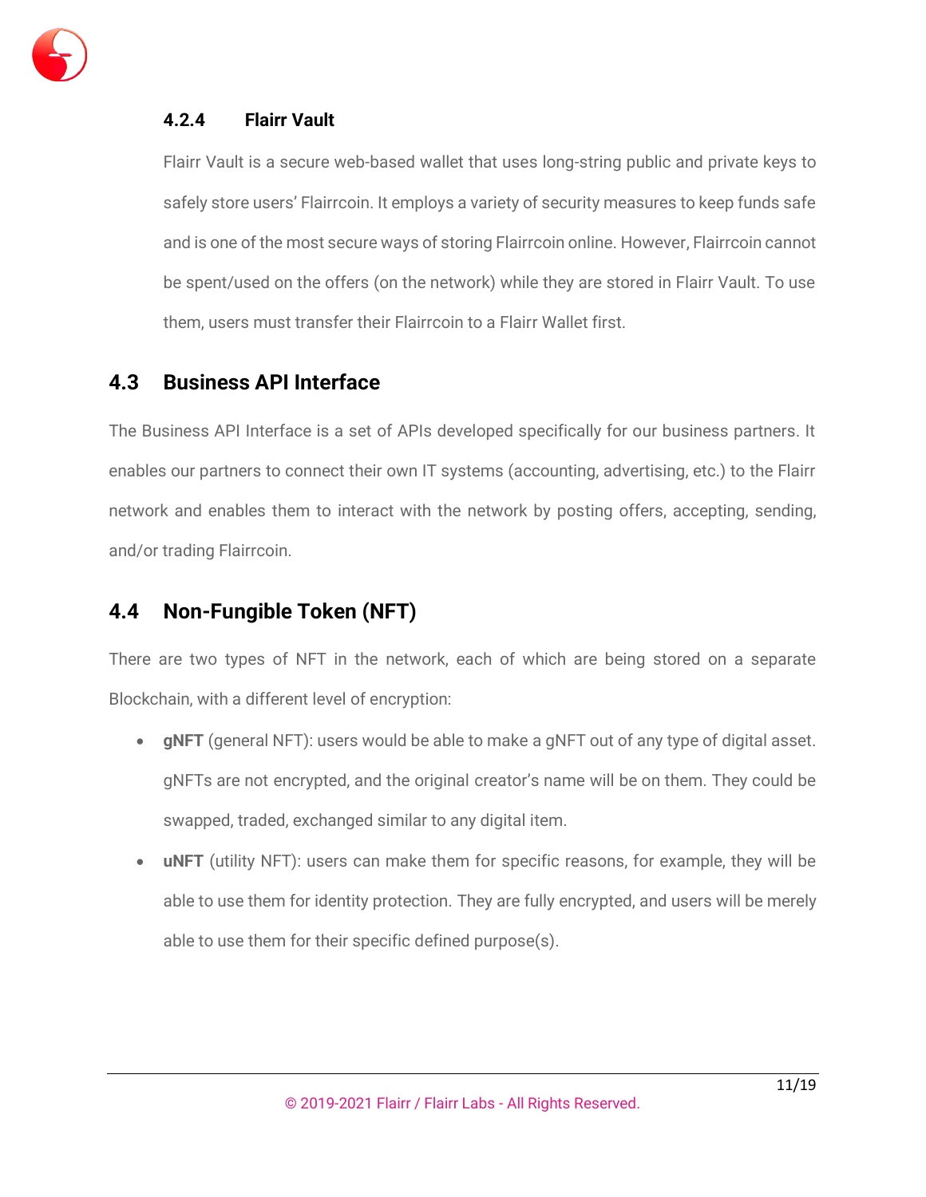#### 4.2.4 Flairr Vault

Flairr Vault is a secure web-based wallet that uses long-string public and private keys to safely store users' Flairrcoin. It employs a variety of security measures to keep funds safe and is one of the most secure ways of storing Flairrcoin online. However, Flairrcoin cannot be spent/used on the offers (on the network) while they are stored in Flairr Vault. To use them, users must transfer their Flairrcoin to a Flairr Wallet first.

### 4.3 Business API Interface

The Business API Interface is a set of APIs developed specifically for our business partners. It enables our partners to connect their own IT systems (accounting, advertising, etc.) to the Flairr network and enables them to interact with the network by posting offers, accepting, sending, and/or trading Flairrcoin.

### 4.4 Non-Fungible Token (NFT)

There are two types of NFT in the network, each of which are being stored on a separate Blockchain, with a different level of encryption:

- **gNFT** (general NFT): users would be able to make a gNFT out of any type of digital asset. gNFTs are not encrypted, and the original creator's name will be on them. They could be swapped, traded, exchanged similar to any digital item.
- **uNFT** (utility NFT): users can make them for specific reasons, for example, they will be able to use them for identity protection. They are fully encrypted, and users will be merely able to use them for their specific defined purpose(s).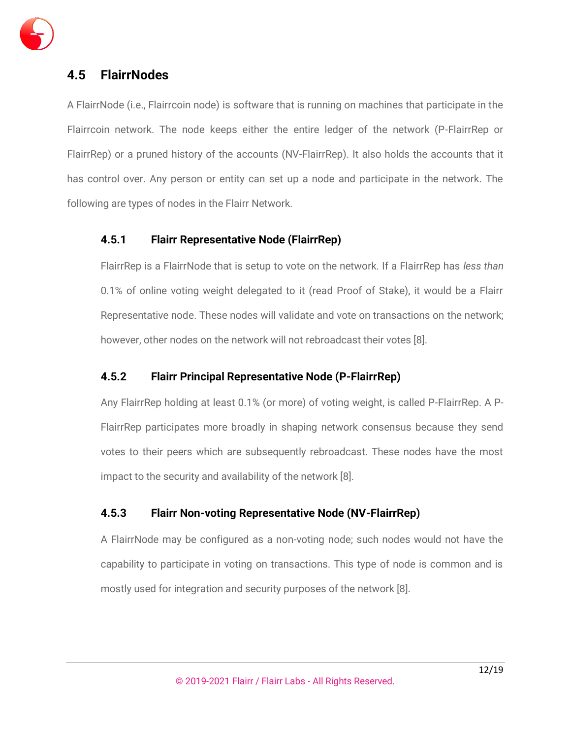## 4.5 FlairrNodes

A FlairrNode (i.e., Flairrcoin node) is software that is running on machines that participate in the Flairrcoin network. The node keeps either the entire ledger of the network (P-FlairrRep or FlairrRep) or a pruned history of the accounts (NV-FlairrRep). It also holds the accounts that it has control over. Any person or entity can set up a node and participate in the network. The following are types of nodes in the Flairr Network.

### 4.5.1 Flairr Representative Node (FlairrRep)

FlairrRep is a FlairrNode that is setup to vote on the network. If a FlairrRep has *less than* 0.1% of online voting weight delegated to it (read Proof of Stake), it would be a Flairr Representative node. These nodes will validate and vote on transactions on the network; however, other nodes on the network will not rebroadcast their votes [8].

### 4.5.2 Flairr Principal Representative Node (P-FlairrRep)

Any FlairrRep holding at least 0.1% (or more) of voting weight, is called P-FlairrRep. A P-FlairrRep participates more broadly in shaping network consensus because they send votes to their peers which are subsequently rebroadcast. These nodes have the most impact to the security and availability of the network [8].

### 4.5.3 Flairr Non-voting Representative Node (NV-FlairrRep)

A FlairrNode may be configured as a non-voting node; such nodes would not have the capability to participate in voting on transactions. This type of node is common and is mostly used for integration and security purposes of the network [8].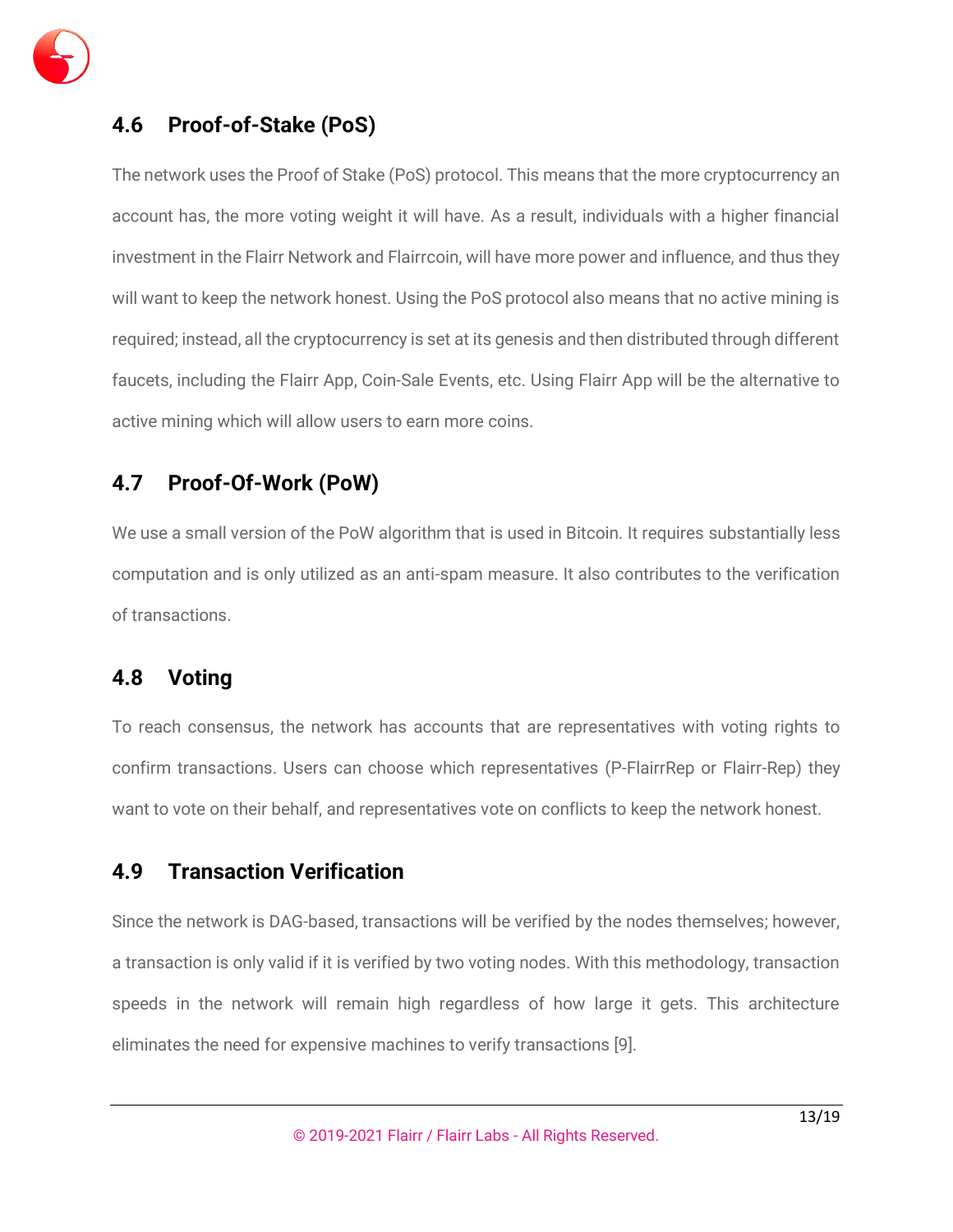## 4.6 Proof-of-Stake (PoS)

The network uses the Proof of Stake (PoS) protocol. This means that the more cryptocurrency an account has, the more voting weight it will have. As a result, individuals with a higher financial investment in the Flairr Network and Flairrcoin, will have more power and influence, and thus they will want to keep the network honest. Using the PoS protocol also means that no active mining is required; instead, all the cryptocurrency is set at its genesis and then distributed through different faucets, including the Flairr App, Coin-Sale Events, etc. Using Flairr App will be the alternative to active mining which will allow users to earn more coins.

## 4.7 Proof-Of-Work (PoW)

We use a small version of the PoW algorithm that is used in Bitcoin. It requires substantially less computation and is only utilized as an anti-spam measure. It also contributes to the verification of transactions.

## 4.8 Voting

To reach consensus, the network has accounts that are representatives with voting rights to confirm transactions. Users can choose which representatives (P-FlairrRep or Flairr-Rep) they want to vote on their behalf, and representatives vote on conflicts to keep the network honest.

## 4.9 Transaction Verification

Since the network is DAG-based, transactions will be verified by the nodes themselves; however, a transaction is only valid if it is verified by two voting nodes. With this methodology, transaction speeds in the network will remain high regardless of how large it gets. This architecture eliminates the need for expensive machines to verify transactions [9].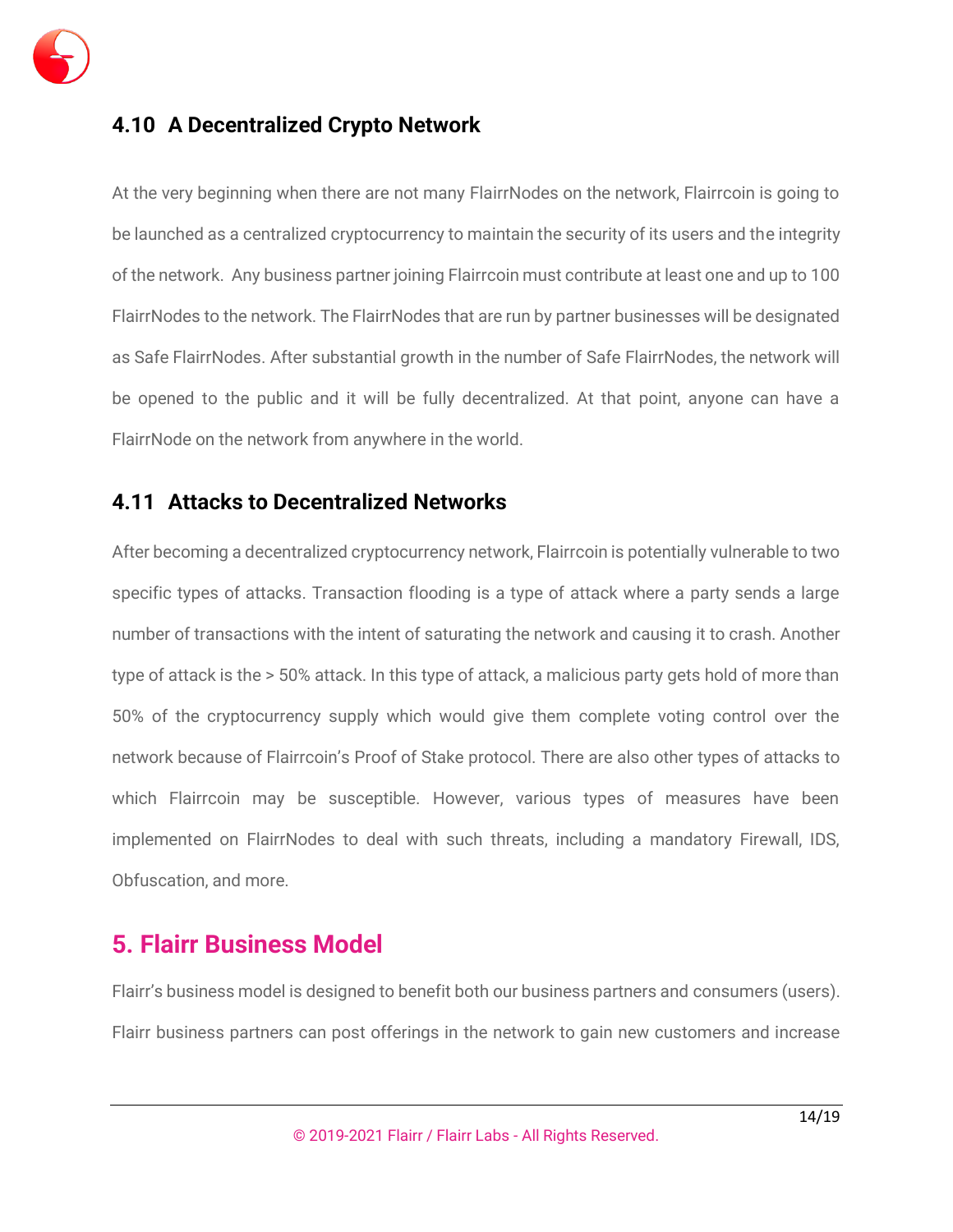### 4.10 A Decentralized Crypto Network

At the very beginning when there are not many FlairrNodes on the network, Flairrcoin is going to be launched as a centralized cryptocurrency to maintain the security of its users and the integrity of the network. Any business partner joining Flairrcoin must contribute at least one and up to 100 FlairrNodes to the network. The FlairrNodes that are run by partner businesses will be designated as Safe FlairrNodes. After substantial growth in the number of Safe FlairrNodes, the network will be opened to the public and it will be fully decentralized. At that point, anyone can have a FlairrNode on the network from anywhere in the world.

### 4.11 Attacks to Decentralized Networks

After becoming a decentralized cryptocurrency network, Flairrcoin is potentially vulnerable to two specific types of attacks. Transaction flooding is a type of attack where a party sends a large number of transactions with the intent of saturating the network and causing it to crash. Another type of attack is the > 50% attack. In this type of attack, a malicious party gets hold of more than 50% of the cryptocurrency supply which would give them complete voting control over the network because of Flairrcoin's Proof of Stake protocol. There are also other types of attacks to which Flairrcoin may be susceptible. However, various types of measures have been implemented on FlairrNodes to deal with such threats, including a mandatory Firewall, IDS, Obfuscation, and more.

## 5. Flairr Business Model

Flairr's business model is designed to benefit both our business partners and consumers (users). Flairr business partners can post offerings in the network to gain new customers and increase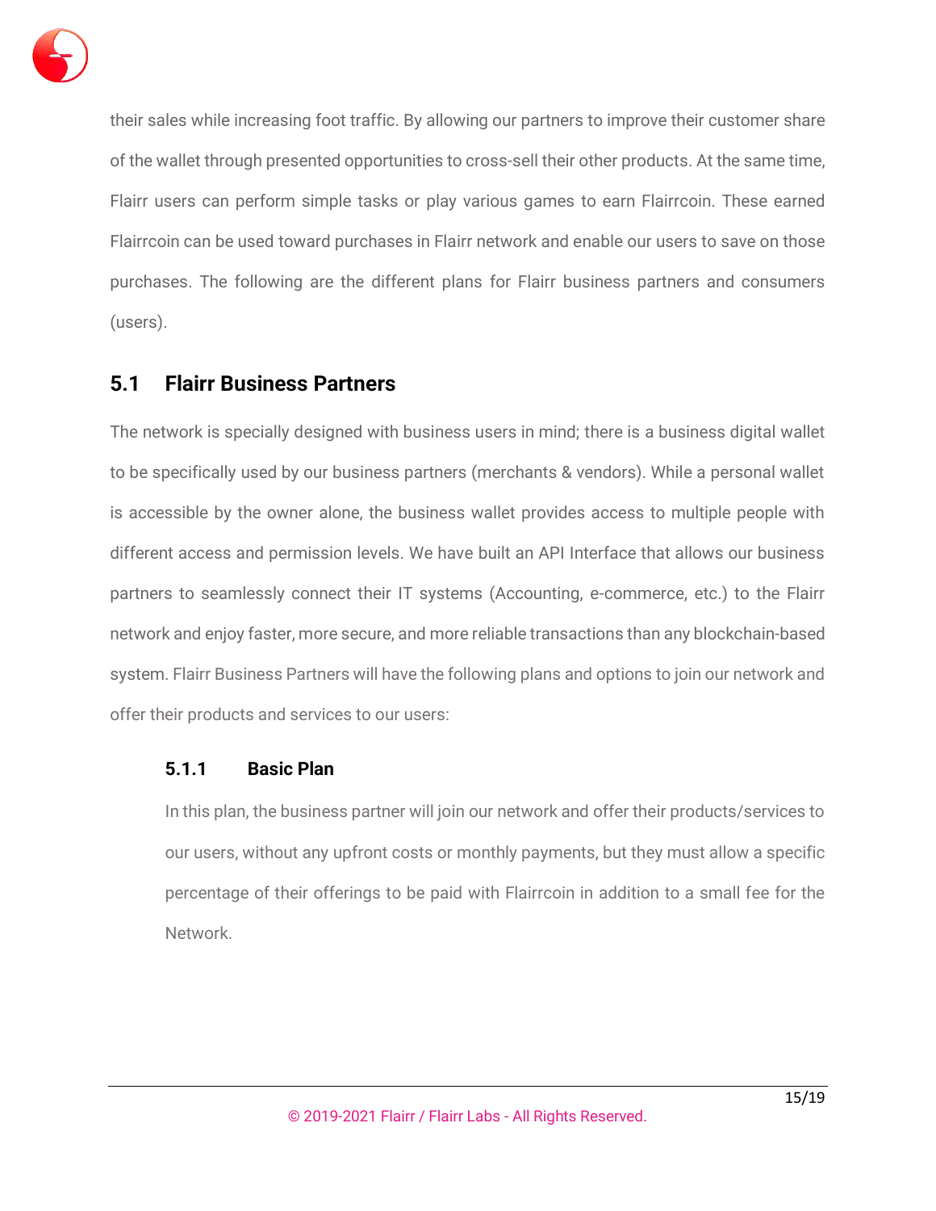their sales while increasing foot traffic. By allowing our partners to improve their customer share of the wallet through presented opportunities to cross-sell their other products. At the same time, Flairr users can perform simple tasks or play various games to earn Flairrcoin. These earned Flairrcoin can be used toward purchases in Flairr network and enable our users to save on those purchases. The following are the different plans for Flairr business partners and consumers (users).

## 5.1 Flairr Business Partners

The network is specially designed with business users in mind; there is a business digital wallet to be specifically used by our business partners (merchants & vendors). While a personal wallet is accessible by the owner alone, the business wallet provides access to multiple people with different access and permission levels. We have built an API Interface that allows our business partners to seamlessly connect their IT systems (Accounting, e-commerce, etc.) to the Flairr network and enjoy faster, more secure, and more reliable transactions than any blockchain-based system. Flairr Business Partners will have the following plans and options to join our network and offer their products and services to our users:

### 5.1.1 Basic Plan

In this plan, the business partner will join our network and offer their products/services to our users, without any upfront costs or monthly payments, but they must allow a specific percentage of their offerings to be paid with Flairrcoin in addition to a small fee for the Network.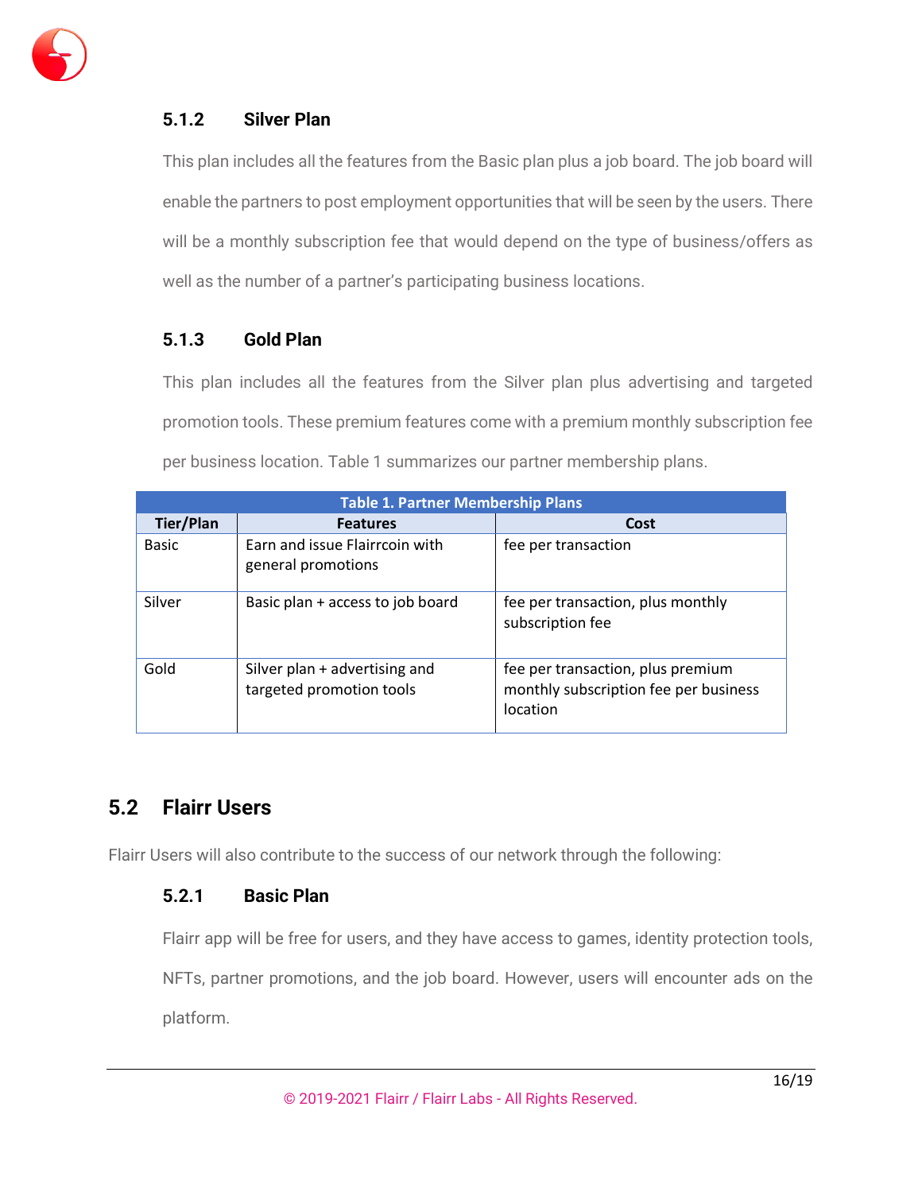#### 5.1.2 Silver Plan

This plan includes all the features from the Basic plan plus a job board. The job board will enable the partners to post employment opportunities that will be seen by the users. There will be a monthly subscription fee that would depend on the type of business/offers as well as the number of a partner's participating business locations.

#### 5.1.3 Gold Plan

This plan includes all the features from the Silver plan plus advertising and targeted promotion tools. These premium features come with a premium monthly subscription fee per business location. Table 1 summarizes our partner membership plans.

**Table 1. Partner Membership Plans**

| Tier/Plan | Features | Cost |
|---|---|---|
| Basic | Earn and issue Flairrcoin with general promotions | fee per transaction |
| Silver | Basic plan + access to job board | fee per transaction, plus monthly subscription fee |
| Gold | Silver plan + advertising and targeted promotion tools | fee per transaction, plus premium monthly subscription fee per business location |

### 5.2 Flairr Users

Flairr Users will also contribute to the success of our network through the following:

#### 5.2.1 Basic Plan

Flairr app will be free for users, and they have access to games, identity protection tools, NFTs, partner promotions, and the job board. However, users will encounter ads on the platform.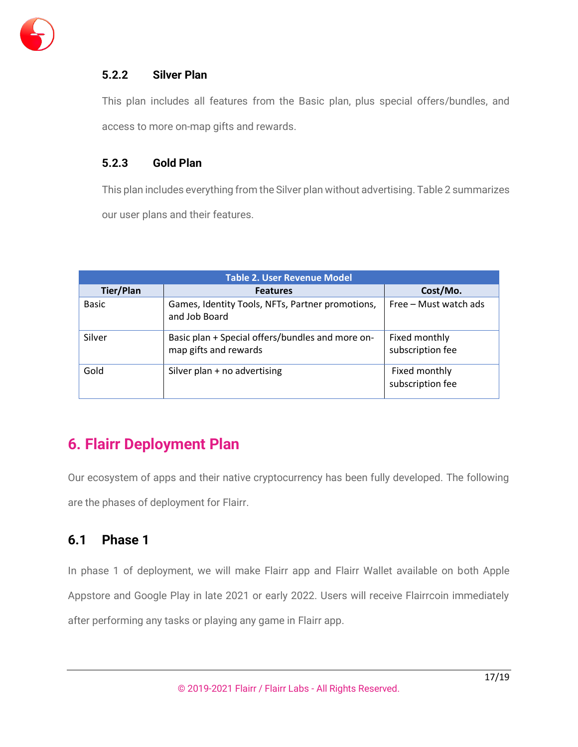#### 5.2.2 Silver Plan

This plan includes all features from the Basic plan, plus special offers/bundles, and access to more on-map gifts and rewards.

#### 5.2.3 Gold Plan

This plan includes everything from the Silver plan without advertising. Table 2 summarizes our user plans and their features.

**Table 2. User Revenue Model**

| Tier/Plan | Features | Cost/Mo. |
|---|---|---|
| Basic | Games, Identity Tools, NFTs, Partner promotions, and Job Board | Free – Must watch ads |
| Silver | Basic plan + Special offers/bundles and more on-map gifts and rewards | Fixed monthly subscription fee |
| Gold | Silver plan + no advertising | Fixed monthly subscription fee |

## 6. Flairr Deployment Plan

Our ecosystem of apps and their native cryptocurrency has been fully developed. The following are the phases of deployment for Flairr.

### 6.1 Phase 1

In phase 1 of deployment, we will make Flairr app and Flairr Wallet available on both Apple Appstore and Google Play in late 2021 or early 2022. Users will receive Flairrcoin immediately after performing any tasks or playing any game in Flairr app.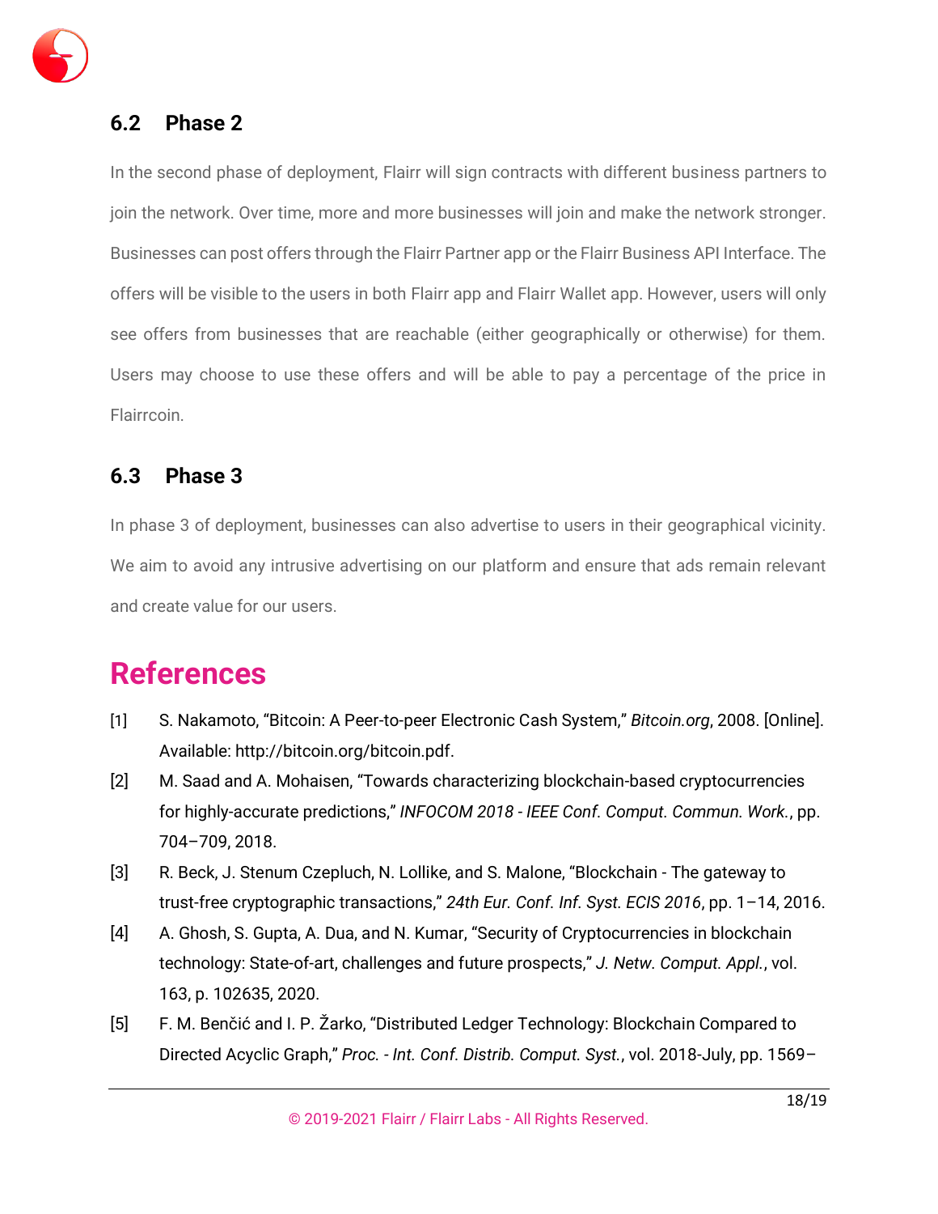### 6.2 Phase 2

In the second phase of deployment, Flairr will sign contracts with different business partners to join the network. Over time, more and more businesses will join and make the network stronger. Businesses can post offers through the Flairr Partner app or the Flairr Business API Interface. The offers will be visible to the users in both Flairr app and Flairr Wallet app. However, users will only see offers from businesses that are reachable (either geographically or otherwise) for them. Users may choose to use these offers and will be able to pay a percentage of the price in Flairrcoin.

### 6.3 Phase 3

In phase 3 of deployment, businesses can also advertise to users in their geographical vicinity. We aim to avoid any intrusive advertising on our platform and ensure that ads remain relevant and create value for our users.

## References

[1] S. Nakamoto, "Bitcoin: A Peer-to-peer Electronic Cash System," *Bitcoin.org*, 2008. [Online]. Available: http://bitcoin.org/bitcoin.pdf.

[2] M. Saad and A. Mohaisen, "Towards characterizing blockchain-based cryptocurrencies for highly-accurate predictions," *INFOCOM 2018 - IEEE Conf. Comput. Commun. Work.*, pp. 704–709, 2018.

[3] R. Beck, J. Stenum Czepluch, N. Lollike, and S. Malone, "Blockchain - The gateway to trust-free cryptographic transactions," *24th Eur. Conf. Inf. Syst. ECIS 2016*, pp. 1–14, 2016.

[4] A. Ghosh, S. Gupta, A. Dua, and N. Kumar, "Security of Cryptocurrencies in blockchain technology: State-of-art, challenges and future prospects," *J. Netw. Comput. Appl.*, vol. 163, p. 102635, 2020.

[5] F. M. Benčić and I. P. Žarko, "Distributed Ledger Technology: Blockchain Compared to Directed Acyclic Graph," *Proc. - Int. Conf. Distrib. Comput. Syst.*, vol. 2018-July, pp. 1569–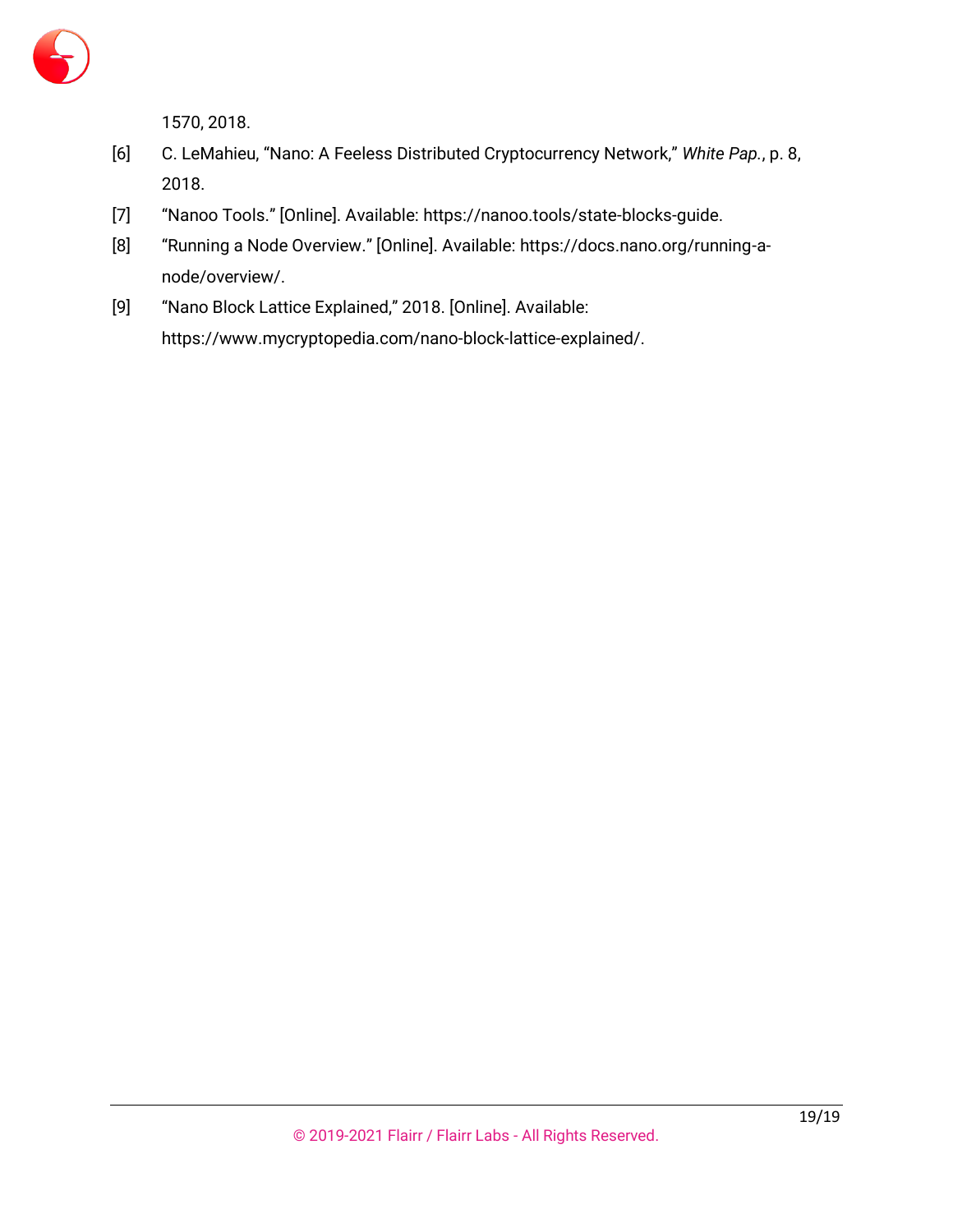1570, 2018.

[6] C. LeMahieu, “Nano: A Feeless Distributed Cryptocurrency Network,” *White Pap.*, p. 8, 2018.

[7] “Nanoo Tools.” [Online]. Available: https://nanoo.tools/state-blocks-guide.

[8] “Running a Node Overview.” [Online]. Available: https://docs.nano.org/running-a-node/overview/.

[9] “Nano Block Lattice Explained,” 2018. [Online]. Available: https://www.mycryptopedia.com/nano-block-lattice-explained/.